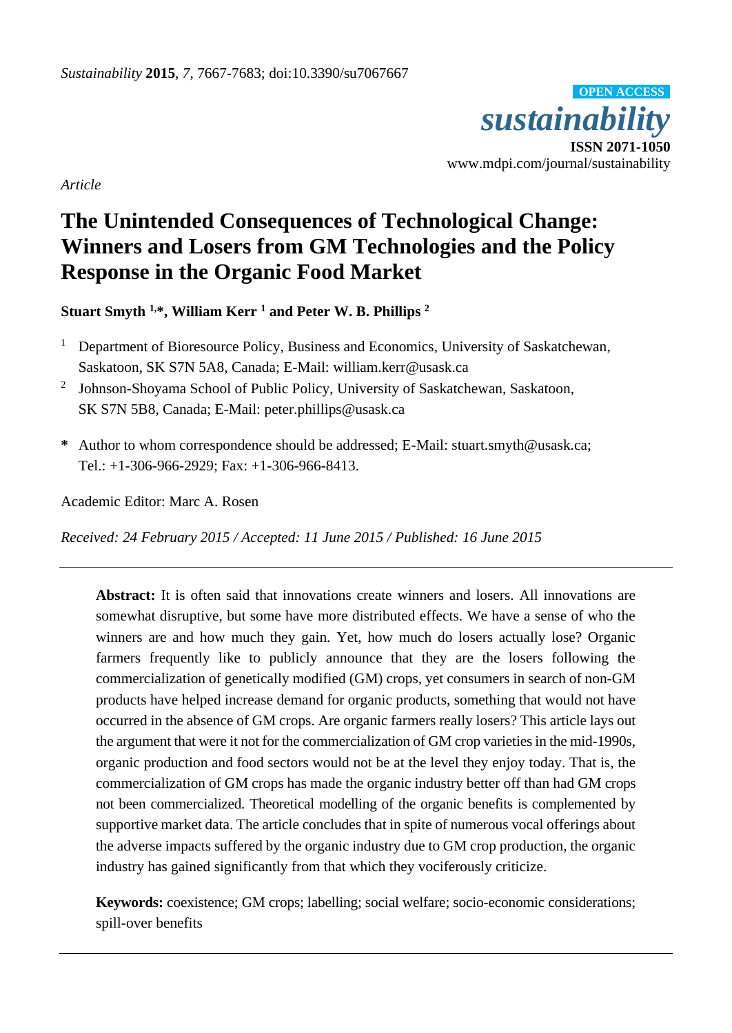*Sustainability* **2015**, *7*, 7667-7683; doi:10.3390/su7067667

OPEN ACCESS

*sustainability*

**ISSN 2071-1050**

www.mdpi.com/journal/sustainability

*Article*

# The Unintended Consequences of Technological Change: Winners and Losers from GM Technologies and the Policy Response in the Organic Food Market

**Stuart Smyth [1,*], William Kerr [1] and Peter W. B. Phillips [2]**

[1] Department of Bioresource Policy, Business and Economics, University of Saskatchewan, Saskatoon, SK S7N 5A8, Canada; E-Mail: william.kerr@usask.ca

[2] Johnson-Shoyama School of Public Policy, University of Saskatchewan, Saskatoon, SK S7N 5B8, Canada; E-Mail: peter.phillips@usask.ca

**\*** Author to whom correspondence should be addressed; E-Mail: stuart.smyth@usask.ca; Tel.: +1-306-966-2929; Fax: +1-306-966-8413.

Academic Editor: Marc A. Rosen

*Received: 24 February 2015 / Accepted: 11 June 2015 / Published: 16 June 2015*

---

**Abstract:** It is often said that innovations create winners and losers. All innovations are somewhat disruptive, but some have more distributed effects. We have a sense of who the winners are and how much they gain. Yet, how much do losers actually lose? Organic farmers frequently like to publicly announce that they are the losers following the commercialization of genetically modified (GM) crops, yet consumers in search of non-GM products have helped increase demand for organic products, something that would not have occurred in the absence of GM crops. Are organic farmers really losers? This article lays out the argument that were it not for the commercialization of GM crop varieties in the mid-1990s, organic production and food sectors would not be at the level they enjoy today. That is, the commercialization of GM crops has made the organic industry better off than had GM crops not been commercialized. Theoretical modelling of the organic benefits is complemented by supportive market data. The article concludes that in spite of numerous vocal offerings about the adverse impacts suffered by the organic industry due to GM crop production, the organic industry has gained significantly from that which they vociferously criticize.

**Keywords:** coexistence; GM crops; labelling; social welfare; socio-economic considerations; spill-over benefits

---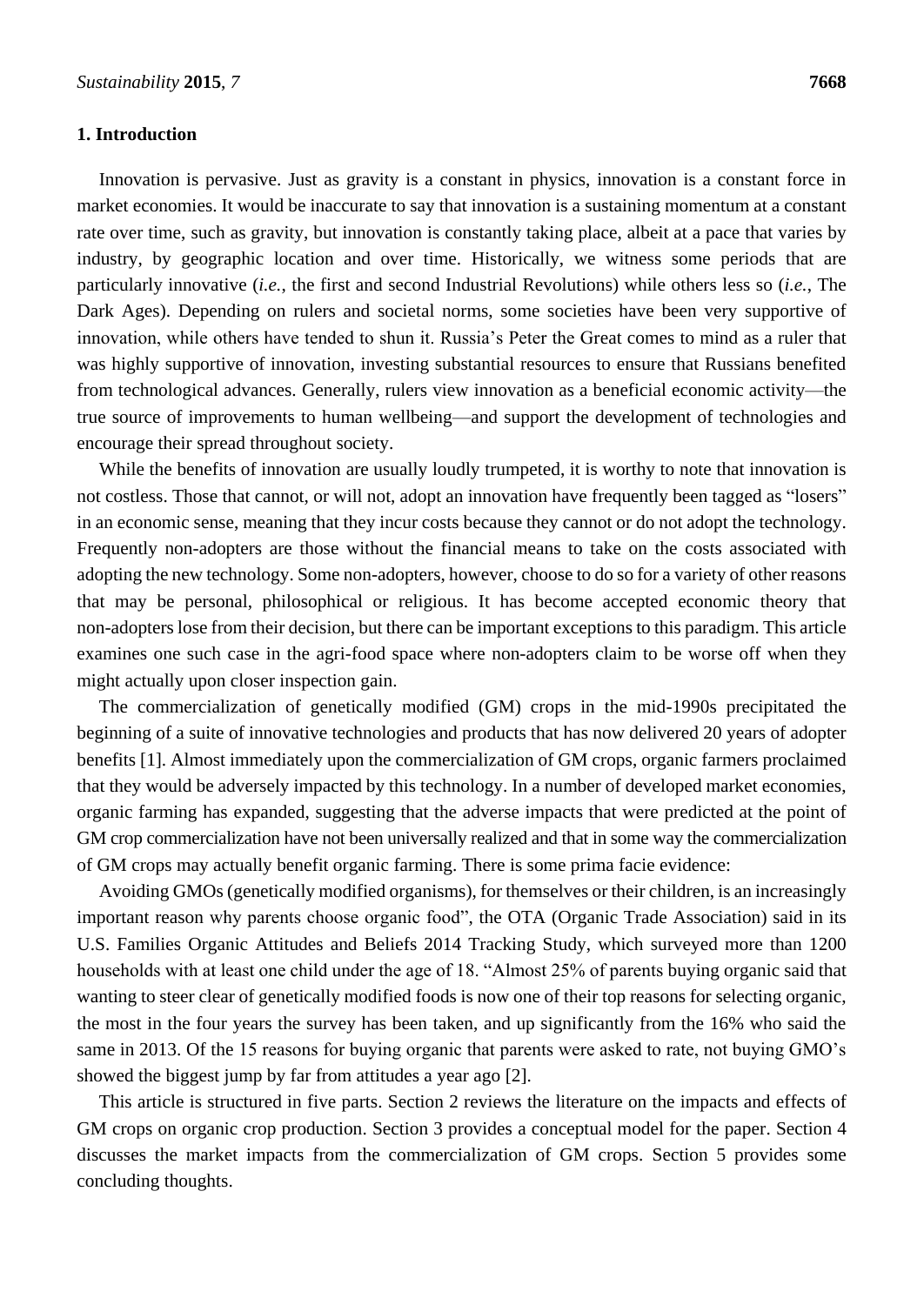## 1. Introduction

Innovation is pervasive. Just as gravity is a constant in physics, innovation is a constant force in market economies. It would be inaccurate to say that innovation is a sustaining momentum at a constant rate over time, such as gravity, but innovation is constantly taking place, albeit at a pace that varies by industry, by geographic location and over time. Historically, we witness some periods that are particularly innovative (*i.e.*, the first and second Industrial Revolutions) while others less so (*i.e.*, The Dark Ages). Depending on rulers and societal norms, some societies have been very supportive of innovation, while others have tended to shun it. Russia's Peter the Great comes to mind as a ruler that was highly supportive of innovation, investing substantial resources to ensure that Russians benefited from technological advances. Generally, rulers view innovation as a beneficial economic activity—the true source of improvements to human wellbeing—and support the development of technologies and encourage their spread throughout society.

While the benefits of innovation are usually loudly trumpeted, it is worthy to note that innovation is not costless. Those that cannot, or will not, adopt an innovation have frequently been tagged as "losers" in an economic sense, meaning that they incur costs because they cannot or do not adopt the technology. Frequently non-adopters are those without the financial means to take on the costs associated with adopting the new technology. Some non-adopters, however, choose to do so for a variety of other reasons that may be personal, philosophical or religious. It has become accepted economic theory that non-adopters lose from their decision, but there can be important exceptions to this paradigm. This article examines one such case in the agri-food space where non-adopters claim to be worse off when they might actually upon closer inspection gain.

The commercialization of genetically modified (GM) crops in the mid-1990s precipitated the beginning of a suite of innovative technologies and products that has now delivered 20 years of adopter benefits [1]. Almost immediately upon the commercialization of GM crops, organic farmers proclaimed that they would be adversely impacted by this technology. In a number of developed market economies, organic farming has expanded, suggesting that the adverse impacts that were predicted at the point of GM crop commercialization have not been universally realized and that in some way the commercialization of GM crops may actually benefit organic farming. There is some prima facie evidence:

Avoiding GMOs (genetically modified organisms), for themselves or their children, is an increasingly important reason why parents choose organic food", the OTA (Organic Trade Association) said in its U.S. Families Organic Attitudes and Beliefs 2014 Tracking Study, which surveyed more than 1200 households with at least one child under the age of 18. "Almost 25% of parents buying organic said that wanting to steer clear of genetically modified foods is now one of their top reasons for selecting organic, the most in the four years the survey has been taken, and up significantly from the 16% who said the same in 2013. Of the 15 reasons for buying organic that parents were asked to rate, not buying GMO's showed the biggest jump by far from attitudes a year ago [2].

This article is structured in five parts. Section 2 reviews the literature on the impacts and effects of GM crops on organic crop production. Section 3 provides a conceptual model for the paper. Section 4 discusses the market impacts from the commercialization of GM crops. Section 5 provides some concluding thoughts.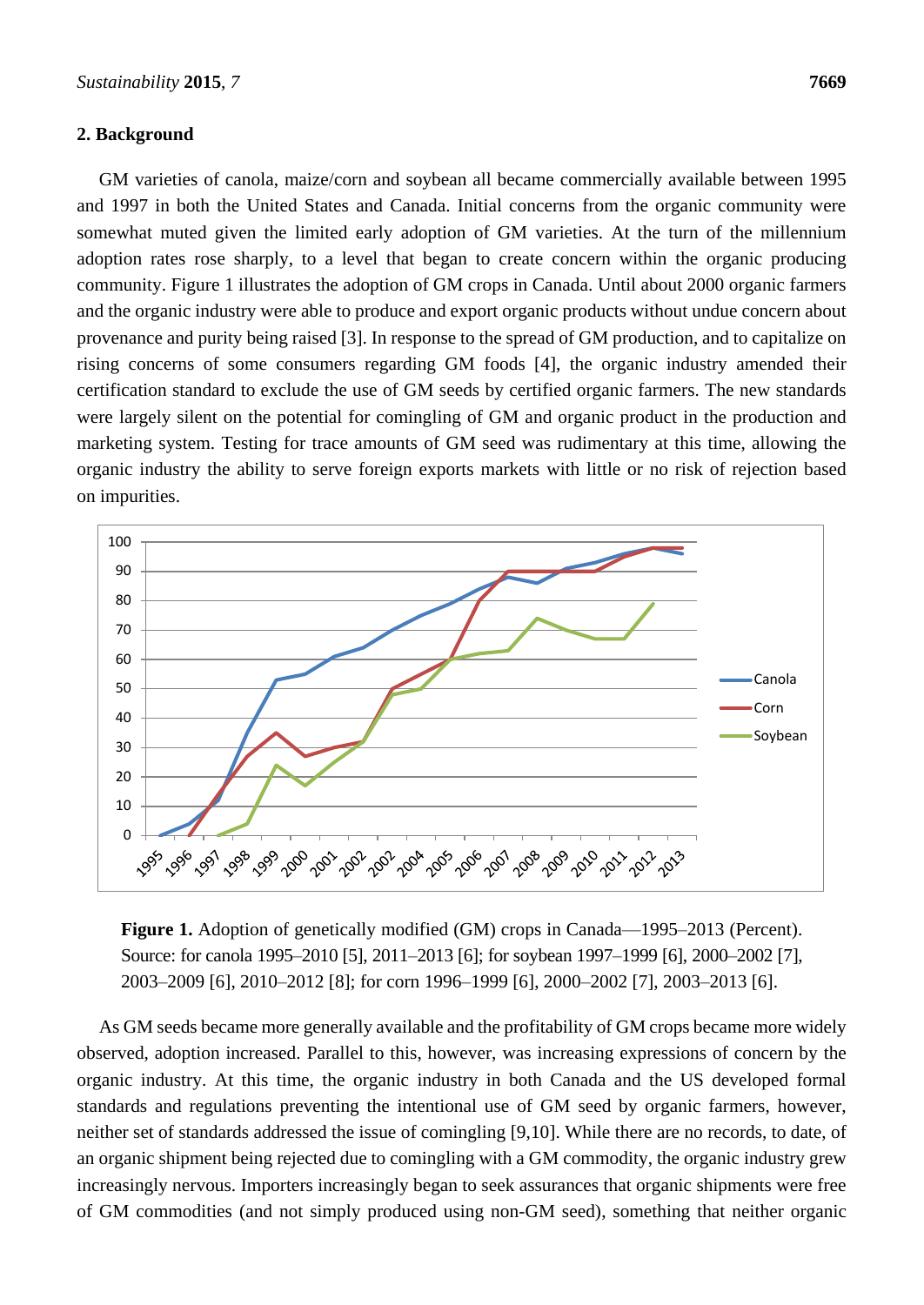## 2. Background

GM varieties of canola, maize/corn and soybean all became commercially available between 1995 and 1997 in both the United States and Canada. Initial concerns from the organic community were somewhat muted given the limited early adoption of GM varieties. At the turn of the millennium adoption rates rose sharply, to a level that began to create concern within the organic producing community. Figure 1 illustrates the adoption of GM crops in Canada. Until about 2000 organic farmers and the organic industry were able to produce and export organic products without undue concern about provenance and purity being raised [3]. In response to the spread of GM production, and to capitalize on rising concerns of some consumers regarding GM foods [4], the organic industry amended their certification standard to exclude the use of GM seeds by certified organic farmers. The new standards were largely silent on the potential for comingling of GM and organic product in the production and marketing system. Testing for trace amounts of GM seed was rudimentary at this time, allowing the organic industry the ability to serve foreign exports markets with little or no risk of rejection based on impurities.

**Figure 1.** Adoption of genetically modified (GM) crops in Canada—1995–2013 (Percent). Source: for canola 1995–2010 [5], 2011–2013 [6]; for soybean 1997–1999 [6], 2000–2002 [7], 2003–2009 [6], 2010–2012 [8]; for corn 1996–1999 [6], 2000–2002 [7], 2003–2013 [6].

As GM seeds became more generally available and the profitability of GM crops became more widely observed, adoption increased. Parallel to this, however, was increasing expressions of concern by the organic industry. At this time, the organic industry in both Canada and the US developed formal standards and regulations preventing the intentional use of GM seed by organic farmers, however, neither set of standards addressed the issue of comingling [9,10]. While there are no records, to date, of an organic shipment being rejected due to comingling with a GM commodity, the organic industry grew increasingly nervous. Importers increasingly began to seek assurances that organic shipments were free of GM commodities (and not simply produced using non-GM seed), something that neither organic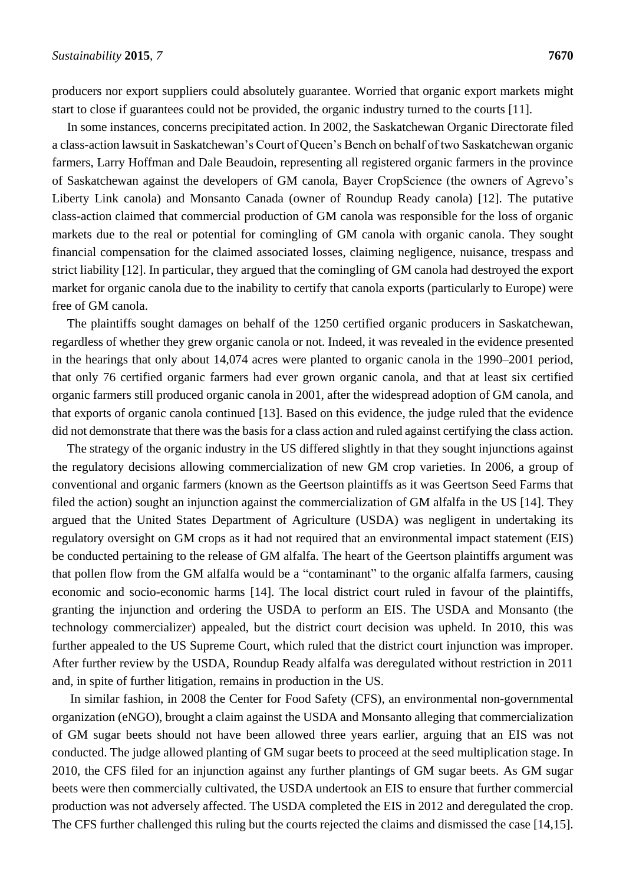producers nor export suppliers could absolutely guarantee. Worried that organic export markets might start to close if guarantees could not be provided, the organic industry turned to the courts [11].

In some instances, concerns precipitated action. In 2002, the Saskatchewan Organic Directorate filed a class-action lawsuit in Saskatchewan's Court of Queen's Bench on behalf of two Saskatchewan organic farmers, Larry Hoffman and Dale Beaudoin, representing all registered organic farmers in the province of Saskatchewan against the developers of GM canola, Bayer CropScience (the owners of Agrevo's Liberty Link canola) and Monsanto Canada (owner of Roundup Ready canola) [12]. The putative class-action claimed that commercial production of GM canola was responsible for the loss of organic markets due to the real or potential for comingling of GM canola with organic canola. They sought financial compensation for the claimed associated losses, claiming negligence, nuisance, trespass and strict liability [12]. In particular, they argued that the comingling of GM canola had destroyed the export market for organic canola due to the inability to certify that canola exports (particularly to Europe) were free of GM canola.

The plaintiffs sought damages on behalf of the 1250 certified organic producers in Saskatchewan, regardless of whether they grew organic canola or not. Indeed, it was revealed in the evidence presented in the hearings that only about 14,074 acres were planted to organic canola in the 1990–2001 period, that only 76 certified organic farmers had ever grown organic canola, and that at least six certified organic farmers still produced organic canola in 2001, after the widespread adoption of GM canola, and that exports of organic canola continued [13]. Based on this evidence, the judge ruled that the evidence did not demonstrate that there was the basis for a class action and ruled against certifying the class action.

The strategy of the organic industry in the US differed slightly in that they sought injunctions against the regulatory decisions allowing commercialization of new GM crop varieties. In 2006, a group of conventional and organic farmers (known as the Geertson plaintiffs as it was Geertson Seed Farms that filed the action) sought an injunction against the commercialization of GM alfalfa in the US [14]. They argued that the United States Department of Agriculture (USDA) was negligent in undertaking its regulatory oversight on GM crops as it had not required that an environmental impact statement (EIS) be conducted pertaining to the release of GM alfalfa. The heart of the Geertson plaintiffs argument was that pollen flow from the GM alfalfa would be a "contaminant" to the organic alfalfa farmers, causing economic and socio-economic harms [14]. The local district court ruled in favour of the plaintiffs, granting the injunction and ordering the USDA to perform an EIS. The USDA and Monsanto (the technology commercializer) appealed, but the district court decision was upheld. In 2010, this was further appealed to the US Supreme Court, which ruled that the district court injunction was improper. After further review by the USDA, Roundup Ready alfalfa was deregulated without restriction in 2011 and, in spite of further litigation, remains in production in the US.

In similar fashion, in 2008 the Center for Food Safety (CFS), an environmental non-governmental organization (eNGO), brought a claim against the USDA and Monsanto alleging that commercialization of GM sugar beets should not have been allowed three years earlier, arguing that an EIS was not conducted. The judge allowed planting of GM sugar beets to proceed at the seed multiplication stage. In 2010, the CFS filed for an injunction against any further plantings of GM sugar beets. As GM sugar beets were then commercially cultivated, the USDA undertook an EIS to ensure that further commercial production was not adversely affected. The USDA completed the EIS in 2012 and deregulated the crop. The CFS further challenged this ruling but the courts rejected the claims and dismissed the case [14,15].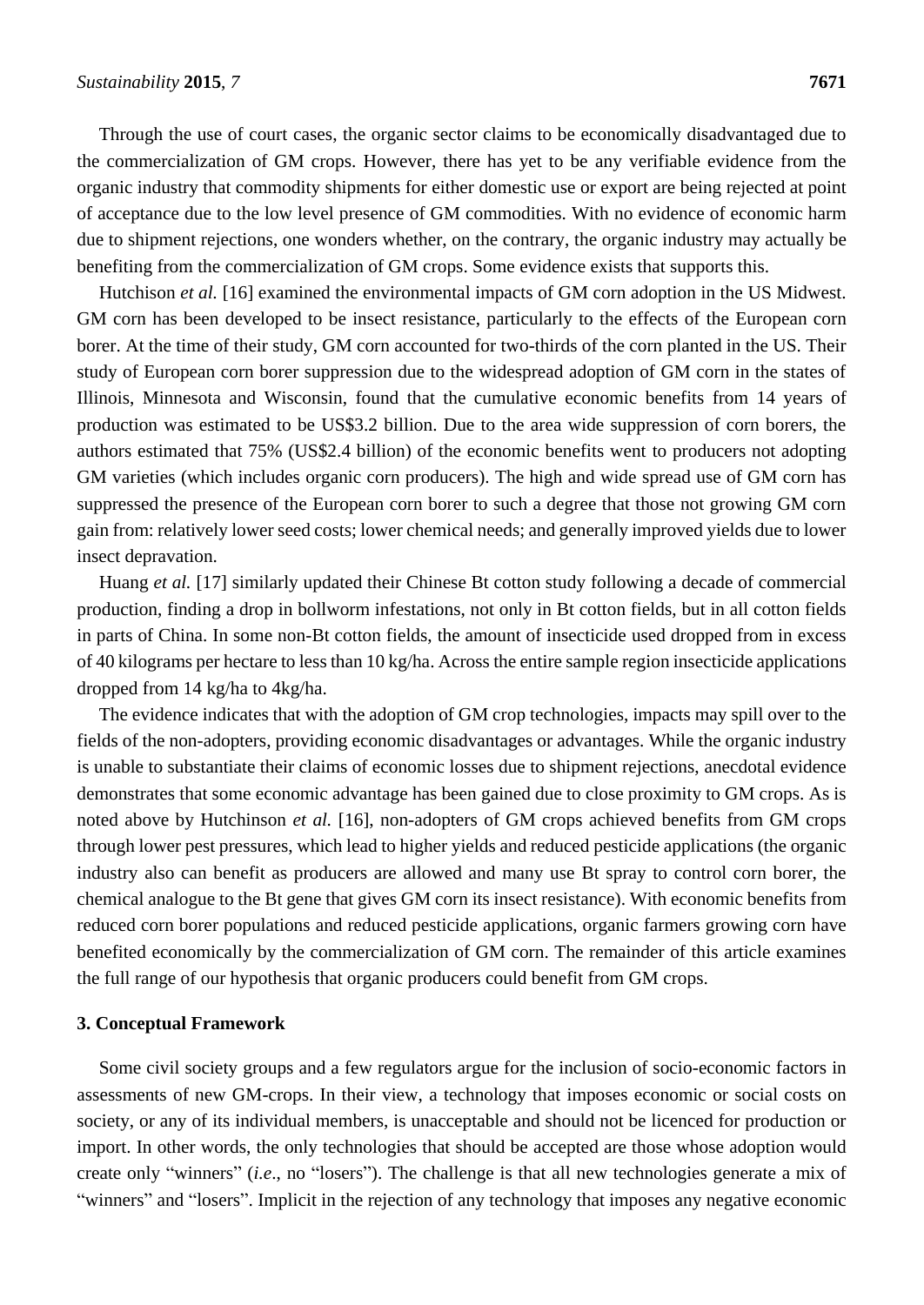Through the use of court cases, the organic sector claims to be economically disadvantaged due to the commercialization of GM crops. However, there has yet to be any verifiable evidence from the organic industry that commodity shipments for either domestic use or export are being rejected at point of acceptance due to the low level presence of GM commodities. With no evidence of economic harm due to shipment rejections, one wonders whether, on the contrary, the organic industry may actually be benefiting from the commercialization of GM crops. Some evidence exists that supports this.

Hutchison *et al.* [16] examined the environmental impacts of GM corn adoption in the US Midwest. GM corn has been developed to be insect resistance, particularly to the effects of the European corn borer. At the time of their study, GM corn accounted for two-thirds of the corn planted in the US. Their study of European corn borer suppression due to the widespread adoption of GM corn in the states of Illinois, Minnesota and Wisconsin, found that the cumulative economic benefits from 14 years of production was estimated to be US$3.2 billion. Due to the area wide suppression of corn borers, the authors estimated that 75% (US$2.4 billion) of the economic benefits went to producers not adopting GM varieties (which includes organic corn producers). The high and wide spread use of GM corn has suppressed the presence of the European corn borer to such a degree that those not growing GM corn gain from: relatively lower seed costs; lower chemical needs; and generally improved yields due to lower insect depravation.

Huang *et al.* [17] similarly updated their Chinese Bt cotton study following a decade of commercial production, finding a drop in bollworm infestations, not only in Bt cotton fields, but in all cotton fields in parts of China. In some non-Bt cotton fields, the amount of insecticide used dropped from in excess of 40 kilograms per hectare to less than 10 kg/ha. Across the entire sample region insecticide applications dropped from 14 kg/ha to 4kg/ha.

The evidence indicates that with the adoption of GM crop technologies, impacts may spill over to the fields of the non-adopters, providing economic disadvantages or advantages. While the organic industry is unable to substantiate their claims of economic losses due to shipment rejections, anecdotal evidence demonstrates that some economic advantage has been gained due to close proximity to GM crops. As is noted above by Hutchinson *et al.* [16], non-adopters of GM crops achieved benefits from GM crops through lower pest pressures, which lead to higher yields and reduced pesticide applications (the organic industry also can benefit as producers are allowed and many use Bt spray to control corn borer, the chemical analogue to the Bt gene that gives GM corn its insect resistance). With economic benefits from reduced corn borer populations and reduced pesticide applications, organic farmers growing corn have benefited economically by the commercialization of GM corn. The remainder of this article examines the full range of our hypothesis that organic producers could benefit from GM crops.

## 3. Conceptual Framework

Some civil society groups and a few regulators argue for the inclusion of socio-economic factors in assessments of new GM-crops. In their view, a technology that imposes economic or social costs on society, or any of its individual members, is unacceptable and should not be licenced for production or import. In other words, the only technologies that should be accepted are those whose adoption would create only "winners" (*i.e.*, no "losers"). The challenge is that all new technologies generate a mix of "winners" and "losers". Implicit in the rejection of any technology that imposes any negative economic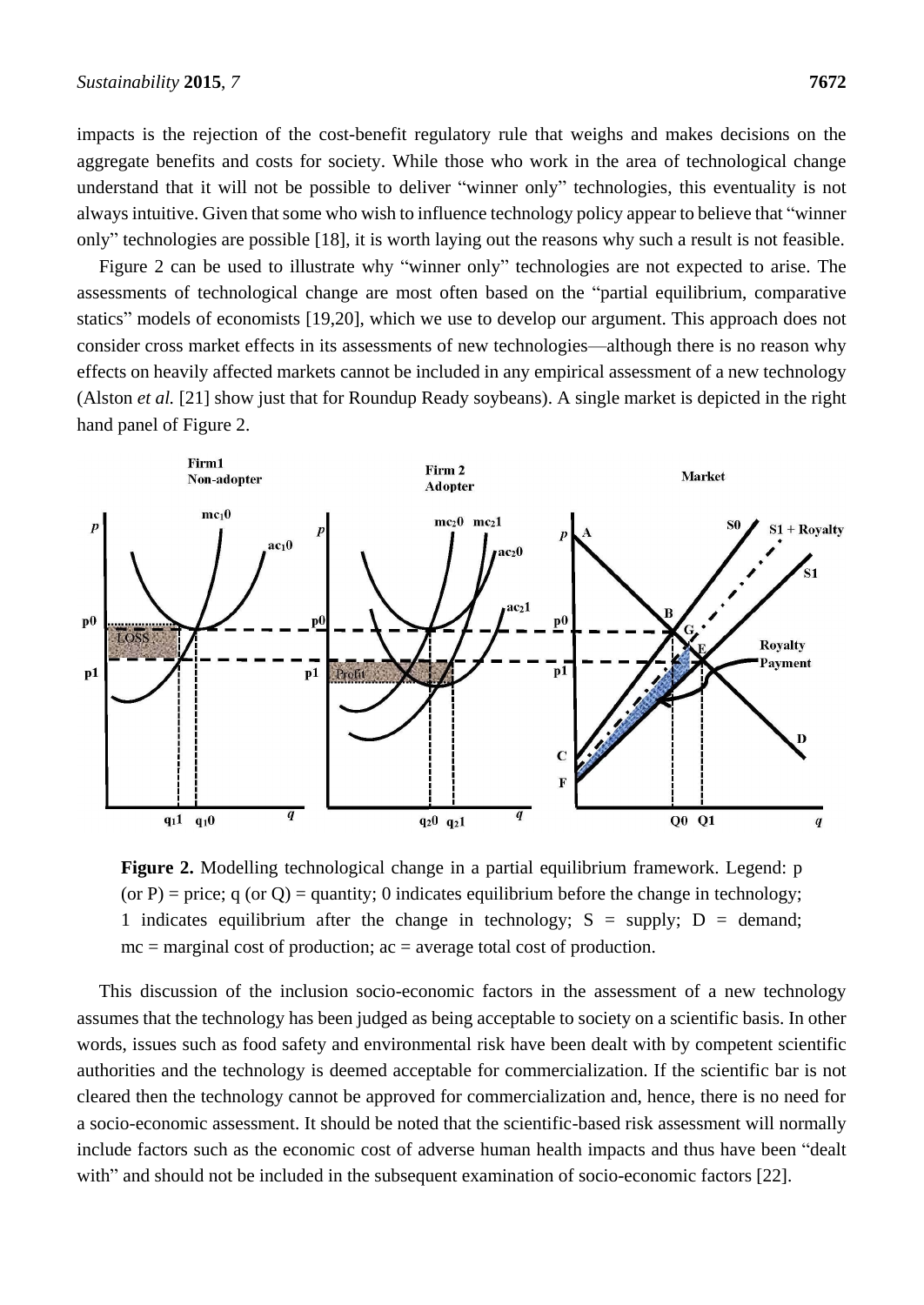impacts is the rejection of the cost-benefit regulatory rule that weighs and makes decisions on the aggregate benefits and costs for society. While those who work in the area of technological change understand that it will not be possible to deliver "winner only" technologies, this eventuality is not always intuitive. Given that some who wish to influence technology policy appear to believe that "winner only" technologies are possible [18], it is worth laying out the reasons why such a result is not feasible.

Figure 2 can be used to illustrate why "winner only" technologies are not expected to arise. The assessments of technological change are most often based on the "partial equilibrium, comparative statics" models of economists [19,20], which we use to develop our argument. This approach does not consider cross market effects in its assessments of new technologies—although there is no reason why effects on heavily affected markets cannot be included in any empirical assessment of a new technology (Alston *et al.* [21] show just that for Roundup Ready soybeans). A single market is depicted in the right hand panel of Figure 2.

**Figure 2.** Modelling technological change in a partial equilibrium framework. Legend: p (or P) = price; q (or Q) = quantity; 0 indicates equilibrium before the change in technology; 1 indicates equilibrium after the change in technology; S = supply; D = demand; mc = marginal cost of production; ac = average total cost of production.

This discussion of the inclusion socio-economic factors in the assessment of a new technology assumes that the technology has been judged as being acceptable to society on a scientific basis. In other words, issues such as food safety and environmental risk have been dealt with by competent scientific authorities and the technology is deemed acceptable for commercialization. If the scientific bar is not cleared then the technology cannot be approved for commercialization and, hence, there is no need for a socio-economic assessment. It should be noted that the scientific-based risk assessment will normally include factors such as the economic cost of adverse human health impacts and thus have been "dealt with" and should not be included in the subsequent examination of socio-economic factors [22].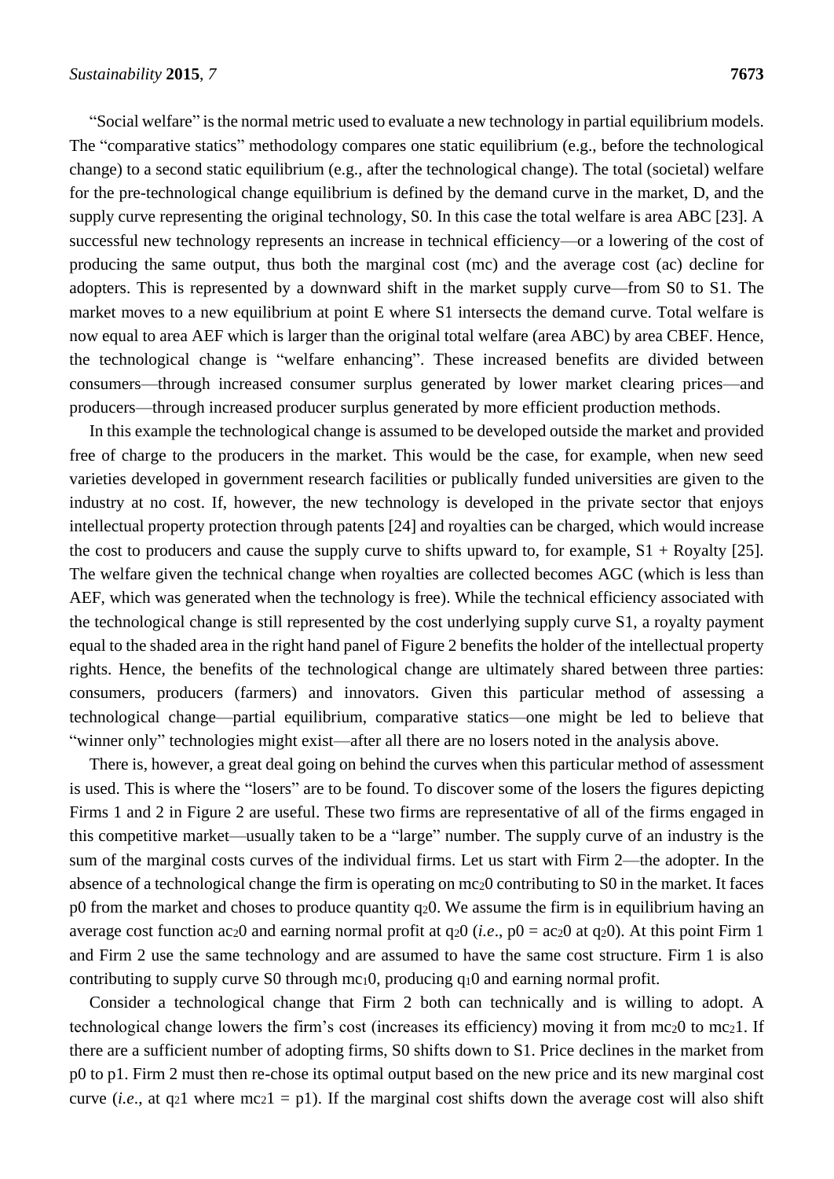"Social welfare" is the normal metric used to evaluate a new technology in partial equilibrium models. The "comparative statics" methodology compares one static equilibrium (e.g., before the technological change) to a second static equilibrium (e.g., after the technological change). The total (societal) welfare for the pre-technological change equilibrium is defined by the demand curve in the market, D, and the supply curve representing the original technology, S0. In this case the total welfare is area ABC [23]. A successful new technology represents an increase in technical efficiency—or a lowering of the cost of producing the same output, thus both the marginal cost (mc) and the average cost (ac) decline for adopters. This is represented by a downward shift in the market supply curve—from S0 to S1. The market moves to a new equilibrium at point E where S1 intersects the demand curve. Total welfare is now equal to area AEF which is larger than the original total welfare (area ABC) by area CBEF. Hence, the technological change is "welfare enhancing". These increased benefits are divided between consumers—through increased consumer surplus generated by lower market clearing prices—and producers—through increased producer surplus generated by more efficient production methods.

In this example the technological change is assumed to be developed outside the market and provided free of charge to the producers in the market. This would be the case, for example, when new seed varieties developed in government research facilities or publically funded universities are given to the industry at no cost. If, however, the new technology is developed in the private sector that enjoys intellectual property protection through patents [24] and royalties can be charged, which would increase the cost to producers and cause the supply curve to shifts upward to, for example, S1 + Royalty [25]. The welfare given the technical change when royalties are collected becomes AGC (which is less than AEF, which was generated when the technology is free). While the technical efficiency associated with the technological change is still represented by the cost underlying supply curve S1, a royalty payment equal to the shaded area in the right hand panel of Figure 2 benefits the holder of the intellectual property rights. Hence, the benefits of the technological change are ultimately shared between three parties: consumers, producers (farmers) and innovators. Given this particular method of assessing a technological change—partial equilibrium, comparative statics—one might be led to believe that "winner only" technologies might exist—after all there are no losers noted in the analysis above.

There is, however, a great deal going on behind the curves when this particular method of assessment is used. This is where the "losers" are to be found. To discover some of the losers the figures depicting Firms 1 and 2 in Figure 2 are useful. These two firms are representative of all of the firms engaged in this competitive market—usually taken to be a "large" number. The supply curve of an industry is the sum of the marginal costs curves of the individual firms. Let us start with Firm 2—the adopter. In the absence of a technological change the firm is operating on $mc_20$ contributing to S0 in the market. It faces p0 from the market and choses to produce quantity $q_20$. We assume the firm is in equilibrium having an average cost function $ac_20$ and earning normal profit at $q_20$ (*i.e.*, p0 = $ac_20$ at $q_20$). At this point Firm 1 and Firm 2 use the same technology and are assumed to have the same cost structure. Firm 1 is also contributing to supply curve S0 through $mc_10$, producing $q_10$ and earning normal profit.

Consider a technological change that Firm 2 both can technically and is willing to adopt. A technological change lowers the firm's cost (increases its efficiency) moving it from $mc_20$ to $mc_21$. If there are a sufficient number of adopting firms, S0 shifts down to S1. Price declines in the market from p0 to p1. Firm 2 must then re-chose its optimal output based on the new price and its new marginal cost curve (*i.e.*, at $q_21$ where $mc_21$ = p1). If the marginal cost shifts down the average cost will also shift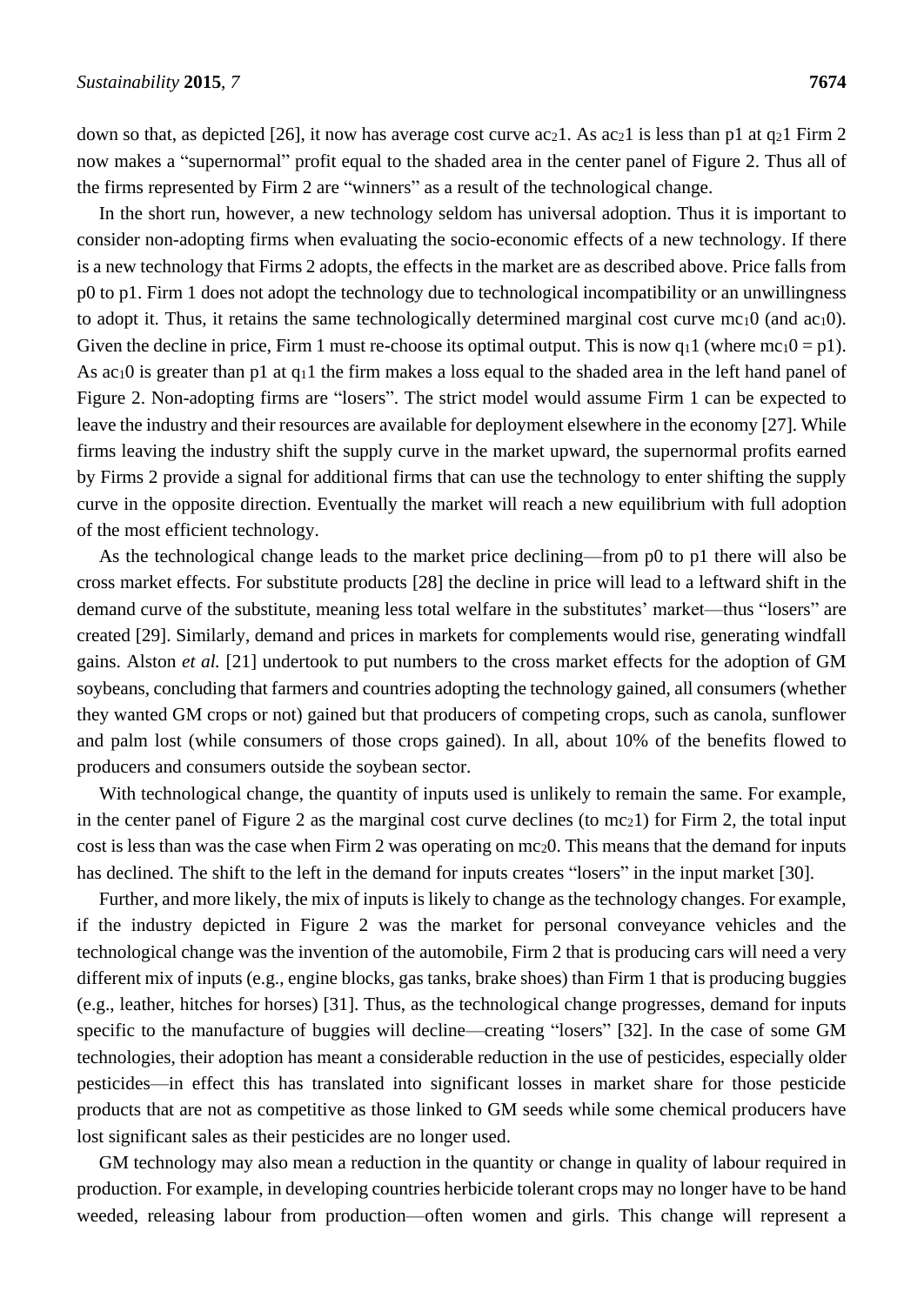down so that, as depicted [26], it now has average cost curve $ac_2 1$. As $ac_2 1$ is less than p1 at $q_2 1$ Firm 2 now makes a "supernormal" profit equal to the shaded area in the center panel of Figure 2. Thus all of the firms represented by Firm 2 are "winners" as a result of the technological change.

In the short run, however, a new technology seldom has universal adoption. Thus it is important to consider non-adopting firms when evaluating the socio-economic effects of a new technology. If there is a new technology that Firms 2 adopts, the effects in the market are as described above. Price falls from p0 to p1. Firm 1 does not adopt the technology due to technological incompatibility or an unwillingness to adopt it. Thus, it retains the same technologically determined marginal cost curve $mc_1 0$ (and $ac_1 0$). Given the decline in price, Firm 1 must re-choose its optimal output. This is now $q_1 1$ (where $mc_1 0 = p1$). As $ac_1 0$ is greater than p1 at $q_1 1$ the firm makes a loss equal to the shaded area in the left hand panel of Figure 2. Non-adopting firms are "losers". The strict model would assume Firm 1 can be expected to leave the industry and their resources are available for deployment elsewhere in the economy [27]. While firms leaving the industry shift the supply curve in the market upward, the supernormal profits earned by Firms 2 provide a signal for additional firms that can use the technology to enter shifting the supply curve in the opposite direction. Eventually the market will reach a new equilibrium with full adoption of the most efficient technology.

As the technological change leads to the market price declining—from p0 to p1 there will also be cross market effects. For substitute products [28] the decline in price will lead to a leftward shift in the demand curve of the substitute, meaning less total welfare in the substitutes' market—thus "losers" are created [29]. Similarly, demand and prices in markets for complements would rise, generating windfall gains. Alston *et al.* [21] undertook to put numbers to the cross market effects for the adoption of GM soybeans, concluding that farmers and countries adopting the technology gained, all consumers (whether they wanted GM crops or not) gained but that producers of competing crops, such as canola, sunflower and palm lost (while consumers of those crops gained). In all, about 10% of the benefits flowed to producers and consumers outside the soybean sector.

With technological change, the quantity of inputs used is unlikely to remain the same. For example, in the center panel of Figure 2 as the marginal cost curve declines (to $mc_2 1$) for Firm 2, the total input cost is less than was the case when Firm 2 was operating on $mc_2 0$. This means that the demand for inputs has declined. The shift to the left in the demand for inputs creates "losers" in the input market [30].

Further, and more likely, the mix of inputs is likely to change as the technology changes. For example, if the industry depicted in Figure 2 was the market for personal conveyance vehicles and the technological change was the invention of the automobile, Firm 2 that is producing cars will need a very different mix of inputs (e.g., engine blocks, gas tanks, brake shoes) than Firm 1 that is producing buggies (e.g., leather, hitches for horses) [31]. Thus, as the technological change progresses, demand for inputs specific to the manufacture of buggies will decline—creating "losers" [32]. In the case of some GM technologies, their adoption has meant a considerable reduction in the use of pesticides, especially older pesticides—in effect this has translated into significant losses in market share for those pesticide products that are not as competitive as those linked to GM seeds while some chemical producers have lost significant sales as their pesticides are no longer used.

GM technology may also mean a reduction in the quantity or change in quality of labour required in production. For example, in developing countries herbicide tolerant crops may no longer have to be hand weeded, releasing labour from production—often women and girls. This change will represent a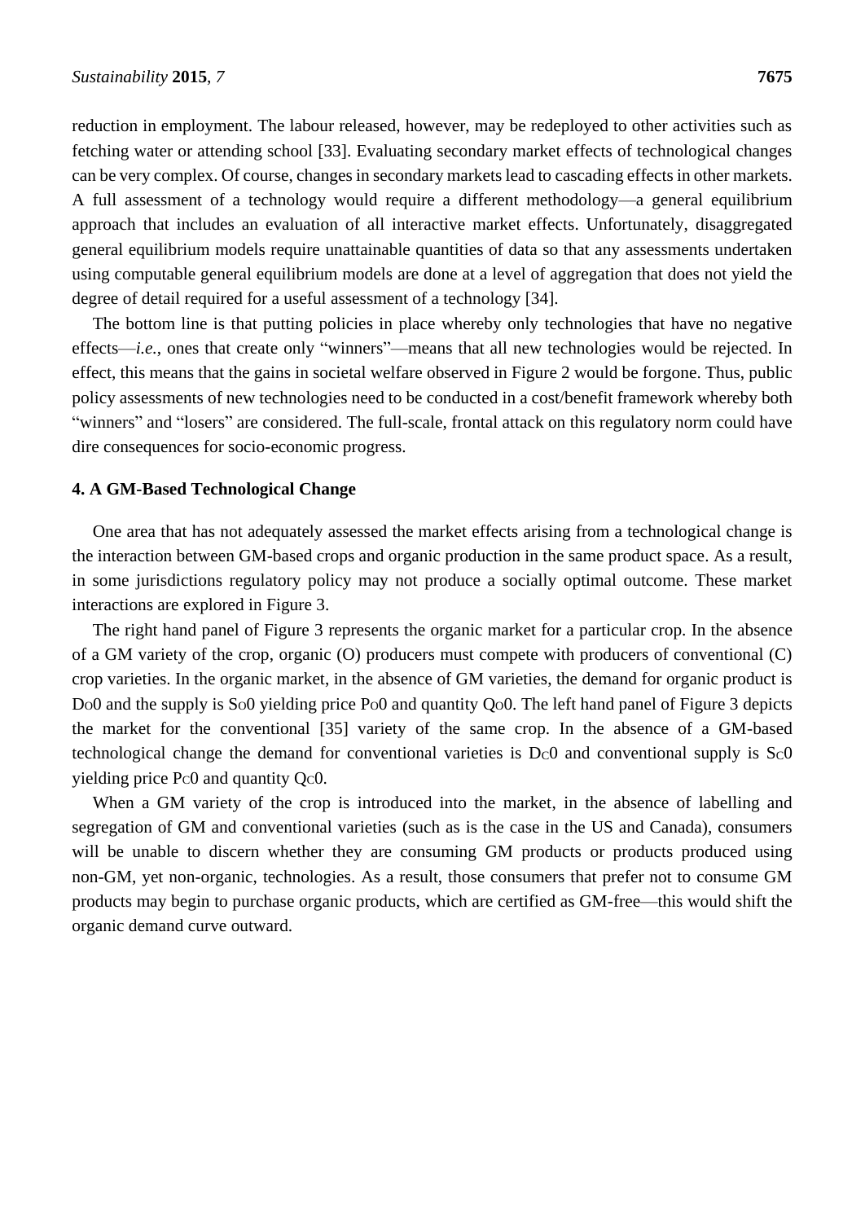reduction in employment. The labour released, however, may be redeployed to other activities such as fetching water or attending school [33]. Evaluating secondary market effects of technological changes can be very complex. Of course, changes in secondary markets lead to cascading effects in other markets. A full assessment of a technology would require a different methodology—a general equilibrium approach that includes an evaluation of all interactive market effects. Unfortunately, disaggregated general equilibrium models require unattainable quantities of data so that any assessments undertaken using computable general equilibrium models are done at a level of aggregation that does not yield the degree of detail required for a useful assessment of a technology [34].

The bottom line is that putting policies in place whereby only technologies that have no negative effects—*i.e.*, ones that create only "winners"—means that all new technologies would be rejected. In effect, this means that the gains in societal welfare observed in Figure 2 would be forgone. Thus, public policy assessments of new technologies need to be conducted in a cost/benefit framework whereby both "winners" and "losers" are considered. The full-scale, frontal attack on this regulatory norm could have dire consequences for socio-economic progress.

## 4. A GM-Based Technological Change

One area that has not adequately assessed the market effects arising from a technological change is the interaction between GM-based crops and organic production in the same product space. As a result, in some jurisdictions regulatory policy may not produce a socially optimal outcome. These market interactions are explored in Figure 3.

The right hand panel of Figure 3 represents the organic market for a particular crop. In the absence of a GM variety of the crop, organic (O) producers must compete with producers of conventional (C) crop varieties. In the organic market, in the absence of GM varieties, the demand for organic product is $D_O0$ and the supply is $S_O0$ yielding price $P_O0$ and quantity $Q_O0$. The left hand panel of Figure 3 depicts the market for the conventional [35] variety of the same crop. In the absence of a GM-based technological change the demand for conventional varieties is $D_C0$ and conventional supply is $S_C0$ yielding price $P_C0$ and quantity $Q_C0$.

When a GM variety of the crop is introduced into the market, in the absence of labelling and segregation of GM and conventional varieties (such as is the case in the US and Canada), consumers will be unable to discern whether they are consuming GM products or products produced using non-GM, yet non-organic, technologies. As a result, those consumers that prefer not to consume GM products may begin to purchase organic products, which are certified as GM-free—this would shift the organic demand curve outward.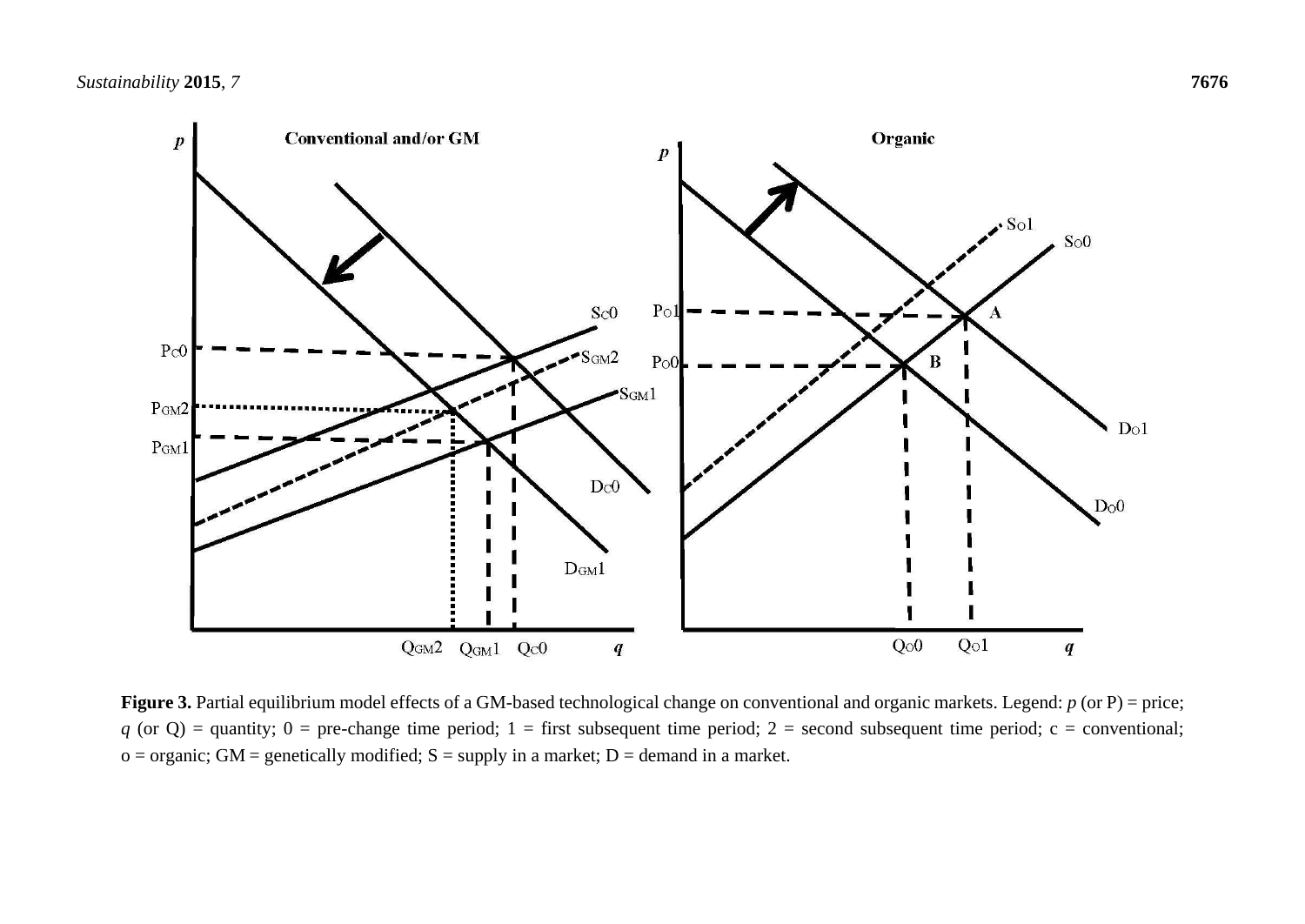**Figure 3.** Partial equilibrium model effects of a GM-based technological change on conventional and organic markets. Legend: $p$ (or P) = price; $q$ (or Q) = quantity; 0 = pre-change time period; 1 = first subsequent time period; 2 = second subsequent time period; c = conventional; o = organic; GM = genetically modified; S = supply in a market; D = demand in a market.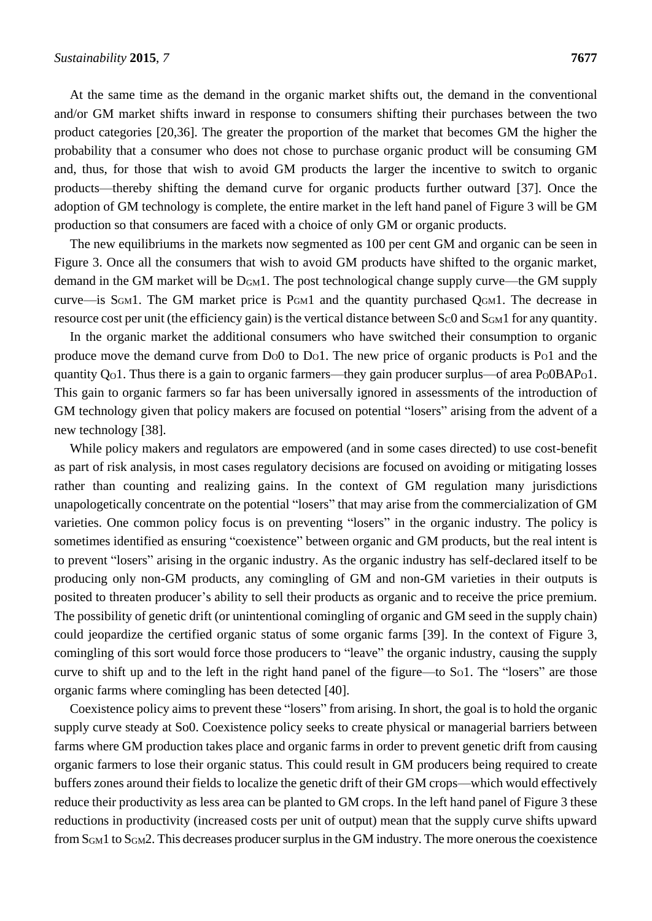At the same time as the demand in the organic market shifts out, the demand in the conventional and/or GM market shifts inward in response to consumers shifting their purchases between the two product categories [20,36]. The greater the proportion of the market that becomes GM the higher the probability that a consumer who does not chose to purchase organic product will be consuming GM and, thus, for those that wish to avoid GM products the larger the incentive to switch to organic products—thereby shifting the demand curve for organic products further outward [37]. Once the adoption of GM technology is complete, the entire market in the left hand panel of Figure 3 will be GM production so that consumers are faced with a choice of only GM or organic products.

The new equilibriums in the markets now segmented as 100 per cent GM and organic can be seen in Figure 3. Once all the consumers that wish to avoid GM products have shifted to the organic market, demand in the GM market will be $D_{GM}1$. The post technological change supply curve—the GM supply curve—is $S_{GM}1$. The GM market price is $P_{GM}1$ and the quantity purchased $Q_{GM}1$. The decrease in resource cost per unit (the efficiency gain) is the vertical distance between $S_C0$ and $S_{GM}1$ for any quantity.

In the organic market the additional consumers who have switched their consumption to organic produce move the demand curve from $D_O0$ to $D_O1$. The new price of organic products is $P_O1$ and the quantity $Q_O1$. Thus there is a gain to organic farmers—they gain producer surplus—of area $P_O0BAP_O1$. This gain to organic farmers so far has been universally ignored in assessments of the introduction of GM technology given that policy makers are focused on potential "losers" arising from the advent of a new technology [38].

While policy makers and regulators are empowered (and in some cases directed) to use cost-benefit as part of risk analysis, in most cases regulatory decisions are focused on avoiding or mitigating losses rather than counting and realizing gains. In the context of GM regulation many jurisdictions unapologetically concentrate on the potential "losers" that may arise from the commercialization of GM varieties. One common policy focus is on preventing "losers" in the organic industry. The policy is sometimes identified as ensuring "coexistence" between organic and GM products, but the real intent is to prevent "losers" arising in the organic industry. As the organic industry has self-declared itself to be producing only non-GM products, any comingling of GM and non-GM varieties in their outputs is posited to threaten producer's ability to sell their products as organic and to receive the price premium. The possibility of genetic drift (or unintentional comingling of organic and GM seed in the supply chain) could jeopardize the certified organic status of some organic farms [39]. In the context of Figure 3, comingling of this sort would force those producers to "leave" the organic industry, causing the supply curve to shift up and to the left in the right hand panel of the figure—to $S_O1$. The "losers" are those organic farms where comingling has been detected [40].

Coexistence policy aims to prevent these "losers" from arising. In short, the goal is to hold the organic supply curve steady at So0. Coexistence policy seeks to create physical or managerial barriers between farms where GM production takes place and organic farms in order to prevent genetic drift from causing organic farmers to lose their organic status. This could result in GM producers being required to create buffers zones around their fields to localize the genetic drift of their GM crops—which would effectively reduce their productivity as less area can be planted to GM crops. In the left hand panel of Figure 3 these reductions in productivity (increased costs per unit of output) mean that the supply curve shifts upward from $S_{GM}1$ to $S_{GM}2$. This decreases producer surplus in the GM industry. The more onerous the coexistence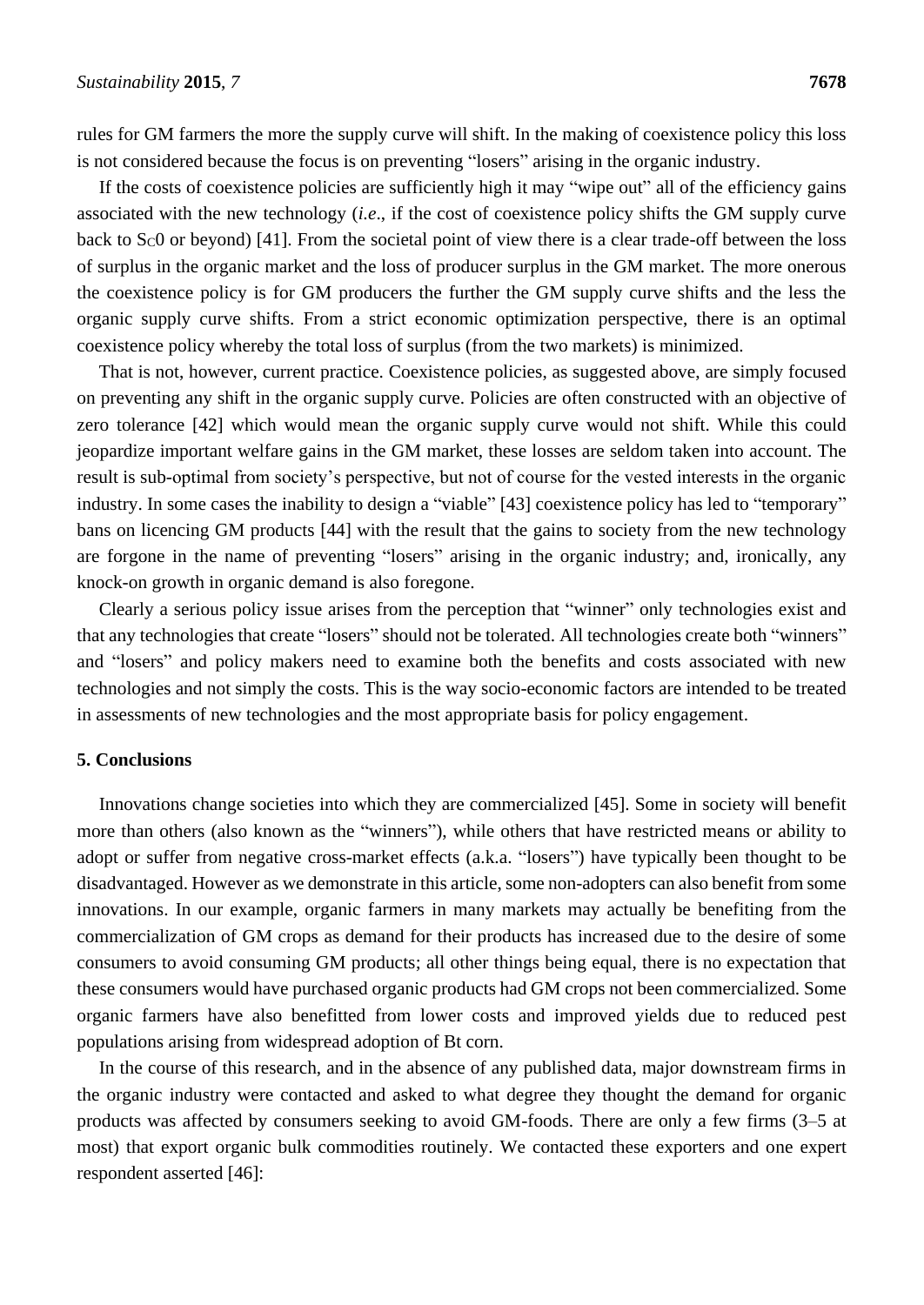rules for GM farmers the more the supply curve will shift. In the making of coexistence policy this loss is not considered because the focus is on preventing "losers" arising in the organic industry.

If the costs of coexistence policies are sufficiently high it may "wipe out" all of the efficiency gains associated with the new technology (*i.e.*, if the cost of coexistence policy shifts the GM supply curve back to $S_C0$ or beyond) [41]. From the societal point of view there is a clear trade-off between the loss of surplus in the organic market and the loss of producer surplus in the GM market. The more onerous the coexistence policy is for GM producers the further the GM supply curve shifts and the less the organic supply curve shifts. From a strict economic optimization perspective, there is an optimal coexistence policy whereby the total loss of surplus (from the two markets) is minimized.

That is not, however, current practice. Coexistence policies, as suggested above, are simply focused on preventing any shift in the organic supply curve. Policies are often constructed with an objective of zero tolerance [42] which would mean the organic supply curve would not shift. While this could jeopardize important welfare gains in the GM market, these losses are seldom taken into account. The result is sub-optimal from society's perspective, but not of course for the vested interests in the organic industry. In some cases the inability to design a "viable" [43] coexistence policy has led to "temporary" bans on licencing GM products [44] with the result that the gains to society from the new technology are forgone in the name of preventing "losers" arising in the organic industry; and, ironically, any knock-on growth in organic demand is also foregone.

Clearly a serious policy issue arises from the perception that "winner" only technologies exist and that any technologies that create "losers" should not be tolerated. All technologies create both "winners" and "losers" and policy makers need to examine both the benefits and costs associated with new technologies and not simply the costs. This is the way socio-economic factors are intended to be treated in assessments of new technologies and the most appropriate basis for policy engagement.

## 5. Conclusions

Innovations change societies into which they are commercialized [45]. Some in society will benefit more than others (also known as the "winners"), while others that have restricted means or ability to adopt or suffer from negative cross-market effects (a.k.a. "losers") have typically been thought to be disadvantaged. However as we demonstrate in this article, some non-adopters can also benefit from some innovations. In our example, organic farmers in many markets may actually be benefiting from the commercialization of GM crops as demand for their products has increased due to the desire of some consumers to avoid consuming GM products; all other things being equal, there is no expectation that these consumers would have purchased organic products had GM crops not been commercialized. Some organic farmers have also benefitted from lower costs and improved yields due to reduced pest populations arising from widespread adoption of Bt corn.

In the course of this research, and in the absence of any published data, major downstream firms in the organic industry were contacted and asked to what degree they thought the demand for organic products was affected by consumers seeking to avoid GM-foods. There are only a few firms (3–5 at most) that export organic bulk commodities routinely. We contacted these exporters and one expert respondent asserted [46]: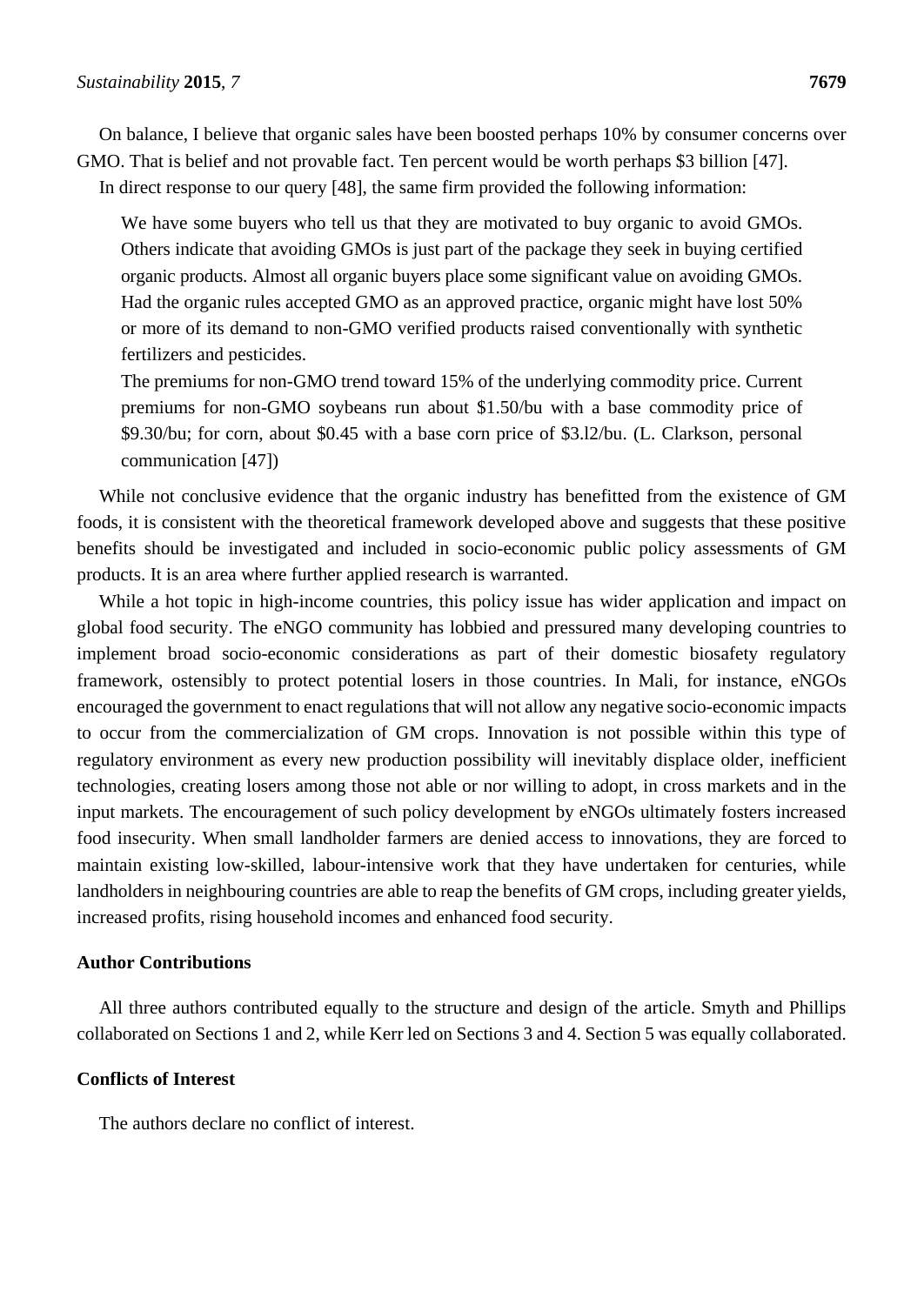On balance, I believe that organic sales have been boosted perhaps 10% by consumer concerns over GMO. That is belief and not provable fact. Ten percent would be worth perhaps $3 billion [47].

In direct response to our query [48], the same firm provided the following information:

> We have some buyers who tell us that they are motivated to buy organic to avoid GMOs. Others indicate that avoiding GMOs is just part of the package they seek in buying certified organic products. Almost all organic buyers place some significant value on avoiding GMOs. Had the organic rules accepted GMO as an approved practice, organic might have lost 50% or more of its demand to non-GMO verified products raised conventionally with synthetic fertilizers and pesticides.
>
> The premiums for non-GMO trend toward 15% of the underlying commodity price. Current premiums for non-GMO soybeans run about $1.50/bu with a base commodity price of $9.30/bu; for corn, about $0.45 with a base corn price of $3.l2/bu. (L. Clarkson, personal communication [47])

While not conclusive evidence that the organic industry has benefitted from the existence of GM foods, it is consistent with the theoretical framework developed above and suggests that these positive benefits should be investigated and included in socio-economic public policy assessments of GM products. It is an area where further applied research is warranted.

While a hot topic in high-income countries, this policy issue has wider application and impact on global food security. The eNGO community has lobbied and pressured many developing countries to implement broad socio-economic considerations as part of their domestic biosafety regulatory framework, ostensibly to protect potential losers in those countries. In Mali, for instance, eNGOs encouraged the government to enact regulations that will not allow any negative socio-economic impacts to occur from the commercialization of GM crops. Innovation is not possible within this type of regulatory environment as every new production possibility will inevitably displace older, inefficient technologies, creating losers among those not able or nor willing to adopt, in cross markets and in the input markets. The encouragement of such policy development by eNGOs ultimately fosters increased food insecurity. When small landholder farmers are denied access to innovations, they are forced to maintain existing low-skilled, labour-intensive work that they have undertaken for centuries, while landholders in neighbouring countries are able to reap the benefits of GM crops, including greater yields, increased profits, rising household incomes and enhanced food security.

## Author Contributions

All three authors contributed equally to the structure and design of the article. Smyth and Phillips collaborated on Sections 1 and 2, while Kerr led on Sections 3 and 4. Section 5 was equally collaborated.

## Conflicts of Interest

The authors declare no conflict of interest.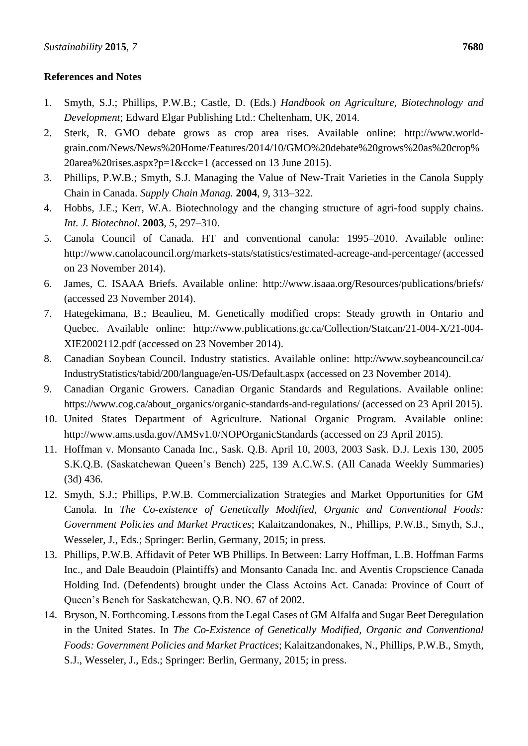## References and Notes

1. Smyth, S.J.; Phillips, P.W.B.; Castle, D. (Eds.) *Handbook on Agriculture, Biotechnology and Development*; Edward Elgar Publishing Ltd.: Cheltenham, UK, 2014.
2. Sterk, R. GMO debate grows as crop area rises. Available online: http://www.world-grain.com/News/News%20Home/Features/2014/10/GMO%20debate%20grows%20as%20crop%20area%20rises.aspx?p=1&cck=1 (accessed on 13 June 2015).
3. Phillips, P.W.B.; Smyth, S.J. Managing the Value of New-Trait Varieties in the Canola Supply Chain in Canada. *Supply Chain Manag.* **2004**, *9*, 313–322.
4. Hobbs, J.E.; Kerr, W.A. Biotechnology and the changing structure of agri-food supply chains. *Int. J. Biotechnol.* **2003**, *5*, 297–310.
5. Canola Council of Canada. HT and conventional canola: 1995–2010. Available online: http://www.canolacouncil.org/markets-stats/statistics/estimated-acreage-and-percentage/ (accessed on 23 November 2014).
6. James, C. ISAAA Briefs. Available online: http://www.isaaa.org/Resources/publications/briefs/ (accessed 23 November 2014).
7. Hategekimana, B.; Beaulieu, M. Genetically modified crops: Steady growth in Ontario and Quebec. Available online: http://www.publications.gc.ca/Collection/Statcan/21-004-X/21-004-XIE2002112.pdf (accessed on 23 November 2014).
8. Canadian Soybean Council. Industry statistics. Available online: http://www.soybeancouncil.ca/IndustryStatistics/tabid/200/language/en-US/Default.aspx (accessed on 23 November 2014).
9. Canadian Organic Growers. Canadian Organic Standards and Regulations. Available online: https://www.cog.ca/about_organics/organic-standards-and-regulations/ (accessed on 23 April 2015).
10. United States Department of Agriculture. National Organic Program. Available online: http://www.ams.usda.gov/AMSv1.0/NOPOrganicStandards (accessed on 23 April 2015).
11. Hoffman v. Monsanto Canada Inc., Sask. Q.B. April 10, 2003, 2003 Sask. D.J. Lexis 130, 2005 S.K.Q.B. (Saskatchewan Queen's Bench) 225, 139 A.C.W.S. (All Canada Weekly Summaries) (3d) 436.
12. Smyth, S.J.; Phillips, P.W.B. Commercialization Strategies and Market Opportunities for GM Canola. In *The Co-existence of Genetically Modified, Organic and Conventional Foods: Government Policies and Market Practices*; Kalaitzandonakes, N., Phillips, P.W.B., Smyth, S.J., Wesseler, J., Eds.; Springer: Berlin, Germany, 2015; in press.
13. Phillips, P.W.B. Affidavit of Peter WB Phillips. In Between: Larry Hoffman, L.B. Hoffman Farms Inc., and Dale Beaudoin (Plaintiffs) and Monsanto Canada Inc. and Aventis Cropscience Canada Holding Ind. (Defendents) brought under the Class Actoins Act. Canada: Province of Court of Queen's Bench for Saskatchewan, Q.B. NO. 67 of 2002.
14. Bryson, N. Forthcoming. Lessons from the Legal Cases of GM Alfalfa and Sugar Beet Deregulation in the United States. In *The Co-Existence of Genetically Modified, Organic and Conventional Foods: Government Policies and Market Practices*; Kalaitzandonakes, N., Phillips, P.W.B., Smyth, S.J., Wesseler, J., Eds.; Springer: Berlin, Germany, 2015; in press.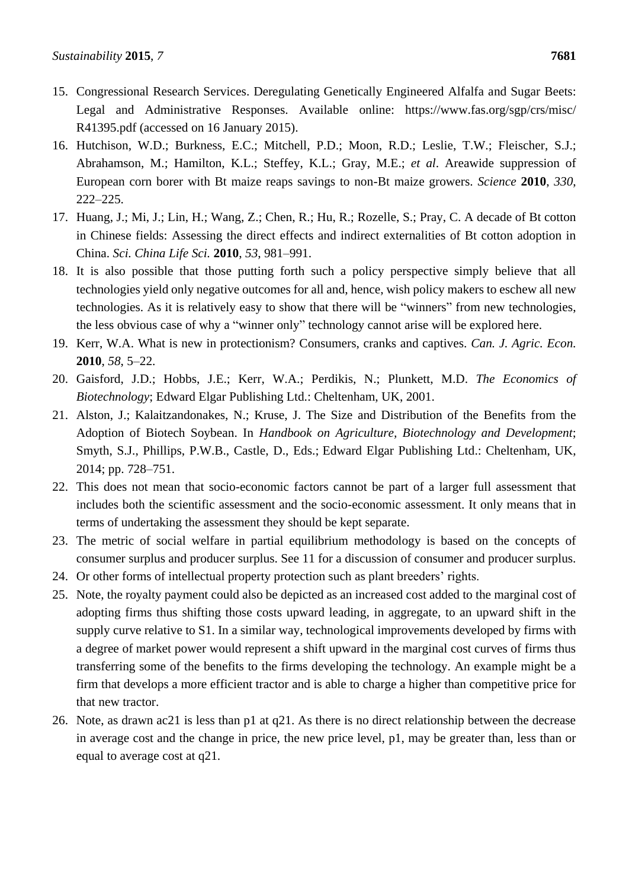15. Congressional Research Services. Deregulating Genetically Engineered Alfalfa and Sugar Beets: Legal and Administrative Responses. Available online: https://www.fas.org/sgp/crs/misc/R41395.pdf (accessed on 16 January 2015).
16. Hutchison, W.D.; Burkness, E.C.; Mitchell, P.D.; Moon, R.D.; Leslie, T.W.; Fleischer, S.J.; Abrahamson, M.; Hamilton, K.L.; Steffey, K.L.; Gray, M.E.; *et al*. Areawide suppression of European corn borer with Bt maize reaps savings to non-Bt maize growers. *Science* **2010**, *330*, 222–225.
17. Huang, J.; Mi, J.; Lin, H.; Wang, Z.; Chen, R.; Hu, R.; Rozelle, S.; Pray, C. A decade of Bt cotton in Chinese fields: Assessing the direct effects and indirect externalities of Bt cotton adoption in China. *Sci. China Life Sci.* **2010**, *53*, 981–991.
18. It is also possible that those putting forth such a policy perspective simply believe that all technologies yield only negative outcomes for all and, hence, wish policy makers to eschew all new technologies. As it is relatively easy to show that there will be "winners" from new technologies, the less obvious case of why a "winner only" technology cannot arise will be explored here.
19. Kerr, W.A. What is new in protectionism? Consumers, cranks and captives. *Can. J. Agric. Econ.* **2010**, *58*, 5–22.
20. Gaisford, J.D.; Hobbs, J.E.; Kerr, W.A.; Perdikis, N.; Plunkett, M.D. *The Economics of Biotechnology*; Edward Elgar Publishing Ltd.: Cheltenham, UK, 2001.
21. Alston, J.; Kalaitzandonakes, N.; Kruse, J. The Size and Distribution of the Benefits from the Adoption of Biotech Soybean. In *Handbook on Agriculture, Biotechnology and Development*; Smyth, S.J., Phillips, P.W.B., Castle, D., Eds.; Edward Elgar Publishing Ltd.: Cheltenham, UK, 2014; pp. 728–751.
22. This does not mean that socio-economic factors cannot be part of a larger full assessment that includes both the scientific assessment and the socio-economic assessment. It only means that in terms of undertaking the assessment they should be kept separate.
23. The metric of social welfare in partial equilibrium methodology is based on the concepts of consumer surplus and producer surplus. See 11 for a discussion of consumer and producer surplus.
24. Or other forms of intellectual property protection such as plant breeders' rights.
25. Note, the royalty payment could also be depicted as an increased cost added to the marginal cost of adopting firms thus shifting those costs upward leading, in aggregate, to an upward shift in the supply curve relative to S1. In a similar way, technological improvements developed by firms with a degree of market power would represent a shift upward in the marginal cost curves of firms thus transferring some of the benefits to the firms developing the technology. An example might be a firm that develops a more efficient tractor and is able to charge a higher than competitive price for that new tractor.
26. Note, as drawn ac21 is less than p1 at q21. As there is no direct relationship between the decrease in average cost and the change in price, the new price level, p1, may be greater than, less than or equal to average cost at q21.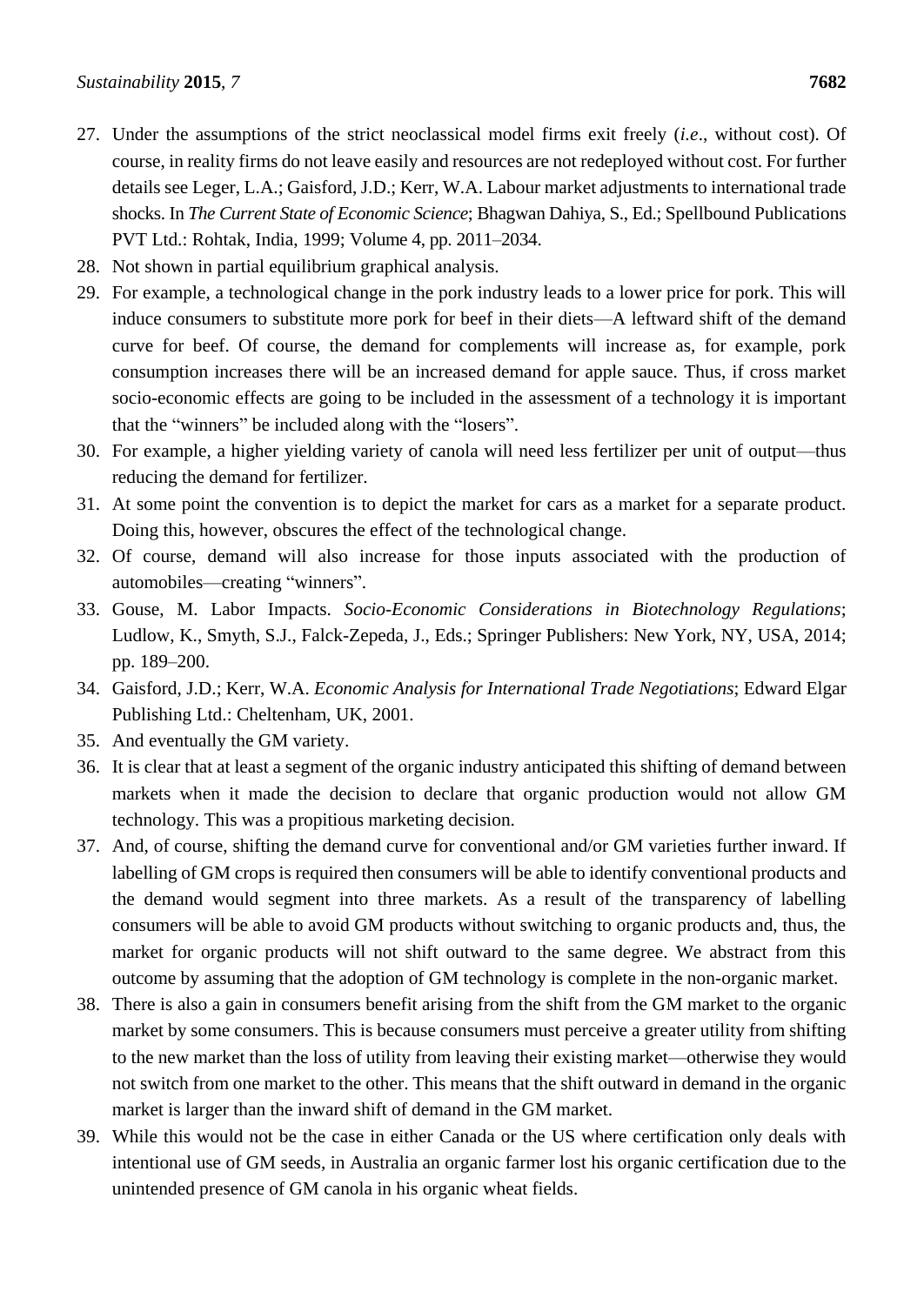27. Under the assumptions of the strict neoclassical model firms exit freely (*i.e*., without cost). Of course, in reality firms do not leave easily and resources are not redeployed without cost. For further details see Leger, L.A.; Gaisford, J.D.; Kerr, W.A. Labour market adjustments to international trade shocks. In *The Current State of Economic Science*; Bhagwan Dahiya, S., Ed.; Spellbound Publications PVT Ltd.: Rohtak, India, 1999; Volume 4, pp. 2011–2034.
28. Not shown in partial equilibrium graphical analysis.
29. For example, a technological change in the pork industry leads to a lower price for pork. This will induce consumers to substitute more pork for beef in their diets—A leftward shift of the demand curve for beef. Of course, the demand for complements will increase as, for example, pork consumption increases there will be an increased demand for apple sauce. Thus, if cross market socio-economic effects are going to be included in the assessment of a technology it is important that the "winners" be included along with the "losers".
30. For example, a higher yielding variety of canola will need less fertilizer per unit of output—thus reducing the demand for fertilizer.
31. At some point the convention is to depict the market for cars as a market for a separate product. Doing this, however, obscures the effect of the technological change.
32. Of course, demand will also increase for those inputs associated with the production of automobiles—creating "winners".
33. Gouse, M. Labor Impacts. *Socio-Economic Considerations in Biotechnology Regulations*; Ludlow, K., Smyth, S.J., Falck-Zepeda, J., Eds.; Springer Publishers: New York, NY, USA, 2014; pp. 189–200.
34. Gaisford, J.D.; Kerr, W.A. *Economic Analysis for International Trade Negotiations*; Edward Elgar Publishing Ltd.: Cheltenham, UK, 2001.
35. And eventually the GM variety.
36. It is clear that at least a segment of the organic industry anticipated this shifting of demand between markets when it made the decision to declare that organic production would not allow GM technology. This was a propitious marketing decision.
37. And, of course, shifting the demand curve for conventional and/or GM varieties further inward. If labelling of GM crops is required then consumers will be able to identify conventional products and the demand would segment into three markets. As a result of the transparency of labelling consumers will be able to avoid GM products without switching to organic products and, thus, the market for organic products will not shift outward to the same degree. We abstract from this outcome by assuming that the adoption of GM technology is complete in the non-organic market.
38. There is also a gain in consumers benefit arising from the shift from the GM market to the organic market by some consumers. This is because consumers must perceive a greater utility from shifting to the new market than the loss of utility from leaving their existing market—otherwise they would not switch from one market to the other. This means that the shift outward in demand in the organic market is larger than the inward shift of demand in the GM market.
39. While this would not be the case in either Canada or the US where certification only deals with intentional use of GM seeds, in Australia an organic farmer lost his organic certification due to the unintended presence of GM canola in his organic wheat fields.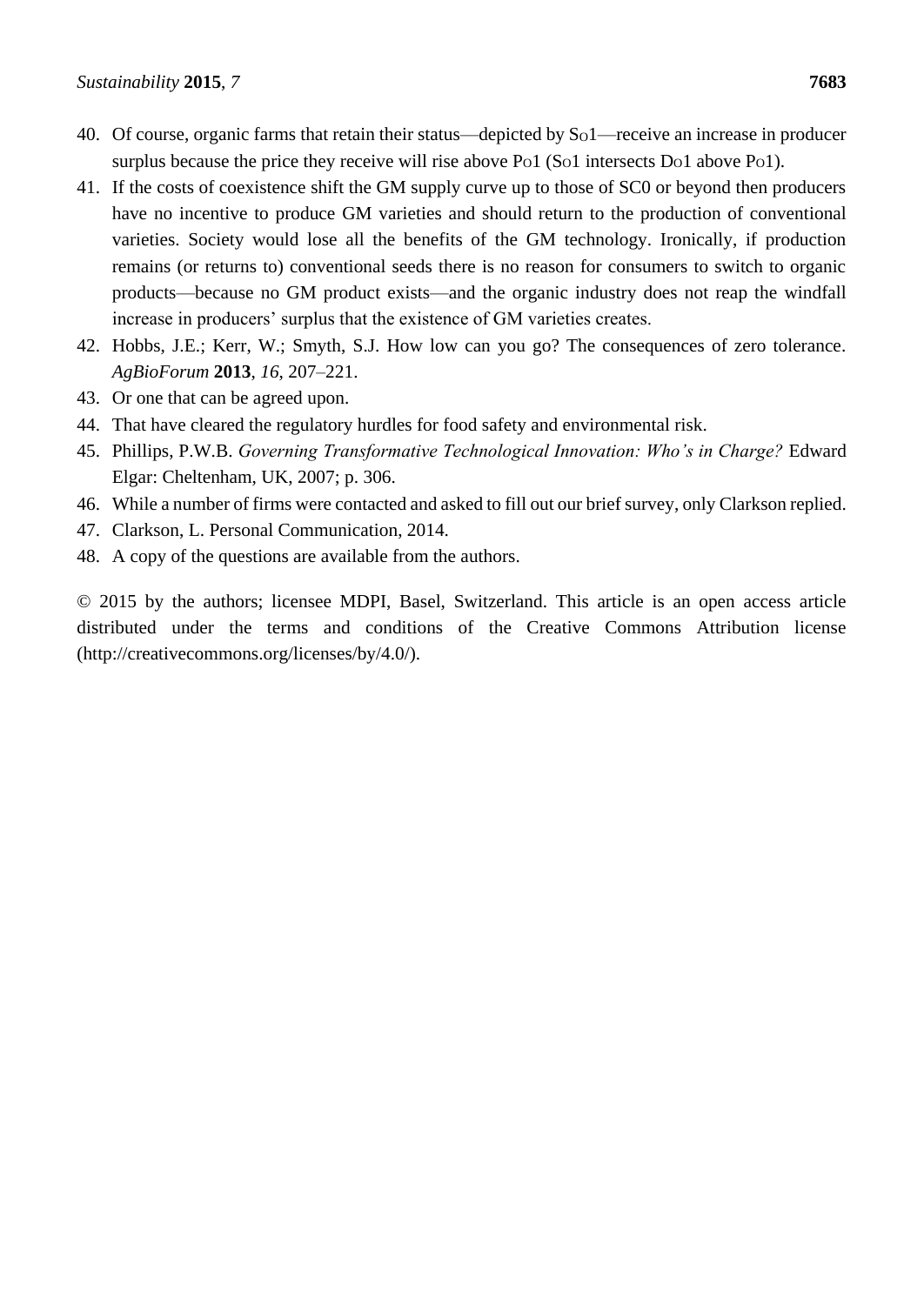40. Of course, organic farms that retain their status—depicted by $S_O1$—receive an increase in producer surplus because the price they receive will rise above $P_O1$ ($S_O1$ intersects $D_O1$ above $P_O1$).
41. If the costs of coexistence shift the GM supply curve up to those of SC0 or beyond then producers have no incentive to produce GM varieties and should return to the production of conventional varieties. Society would lose all the benefits of the GM technology. Ironically, if production remains (or returns to) conventional seeds there is no reason for consumers to switch to organic products—because no GM product exists—and the organic industry does not reap the windfall increase in producers' surplus that the existence of GM varieties creates.
42. Hobbs, J.E.; Kerr, W.; Smyth, S.J. How low can you go? The consequences of zero tolerance. *AgBioForum* **2013**, *16*, 207–221.
43. Or one that can be agreed upon.
44. That have cleared the regulatory hurdles for food safety and environmental risk.
45. Phillips, P.W.B. *Governing Transformative Technological Innovation: Who's in Charge?* Edward Elgar: Cheltenham, UK, 2007; p. 306.
46. While a number of firms were contacted and asked to fill out our brief survey, only Clarkson replied.
47. Clarkson, L. Personal Communication, 2014.
48. A copy of the questions are available from the authors.

© 2015 by the authors; licensee MDPI, Basel, Switzerland. This article is an open access article distributed under the terms and conditions of the Creative Commons Attribution license (http://creativecommons.org/licenses/by/4.0/).